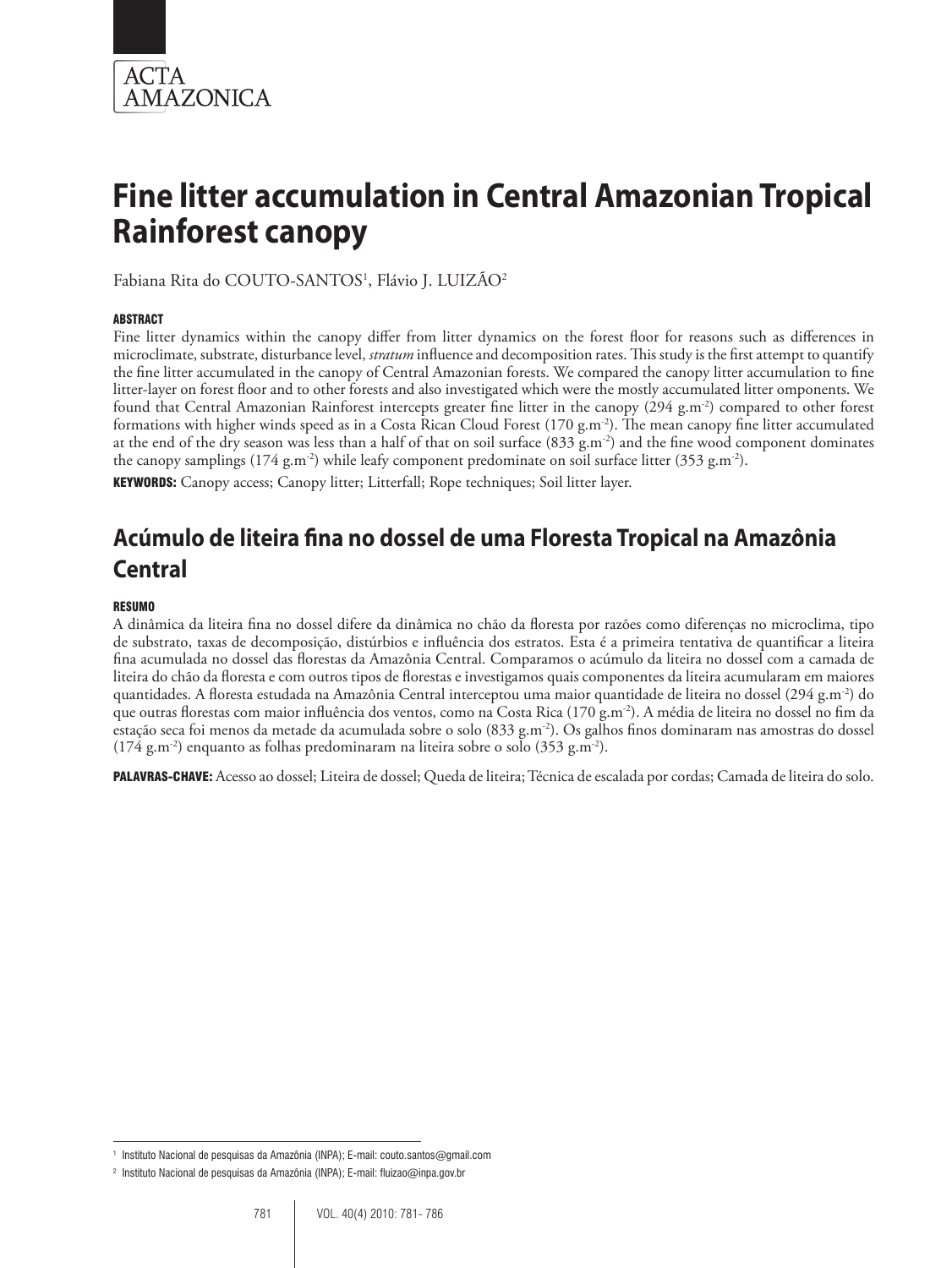# Fine litter accumulation in Central Amazonian Tropical Rainforest canopy

Fabiana Rita do COUTO-SANTOS[1], Flávio J. LUIZÃO[2]

#### ABSTRACT

Fine litter dynamics within the canopy differ from litter dynamics on the forest floor for reasons such as differences in microclimate, substrate, disturbance level, *stratum* influence and decomposition rates. This study is the first attempt to quantify the fine litter accumulated in the canopy of Central Amazonian forests. We compared the canopy litter accumulation to fine litter-layer on forest floor and to other forests and also investigated which were the mostly accumulated litter omponents. We found that Central Amazonian Rainforest intercepts greater fine litter in the canopy (294 g.m$^{-2}$) compared to other forest formations with higher winds speed as in a Costa Rican Cloud Forest (170 g.m$^{-2}$). The mean canopy fine litter accumulated at the end of the dry season was less than a half of that on soil surface (833 g.m$^{-2}$) and the fine wood component dominates the canopy samplings (174 g.m$^{-2}$) while leafy component predominate on soil surface litter (353 g.m$^{-2}$).

**KEYWORDS:** Canopy access; Canopy litter; Litterfall; Rope techniques; Soil litter layer.

# Acúmulo de liteira fina no dossel de uma Floresta Tropical na Amazônia Central

#### RESUMO

A dinâmica da liteira fina no dossel difere da dinâmica no chão da floresta por razões como diferenças no microclima, tipo de substrato, taxas de decomposição, distúrbios e influência dos estratos. Esta é a primeira tentativa de quantificar a liteira fina acumulada no dossel das florestas da Amazônia Central. Comparamos o acúmulo da liteira no dossel com a camada de liteira do chão da floresta e com outros tipos de florestas e investigamos quais componentes da liteira acumularam em maiores quantidades. A floresta estudada na Amazônia Central interceptou uma maior quantidade de liteira no dossel (294 g.m$^{-2}$) do que outras florestas com maior influência dos ventos, como na Costa Rica (170 g.m$^{-2}$). A média de liteira no dossel no fim da estação seca foi menos da metade da acumulada sobre o solo (833 g.m$^{-2}$). Os galhos finos dominaram nas amostras do dossel (174 g.m$^{-2}$) enquanto as folhas predominaram na liteira sobre o solo (353 g.m$^{-2}$).

**PALAVRAS-CHAVE:** Acesso ao dossel; Liteira de dossel; Queda de liteira; Técnica de escalada por cordas; Camada de liteira do solo.

---

[1] Instituto Nacional de pesquisas da Amazônia (INPA); E-mail: couto.santos@gmail.com

[2] Instituto Nacional de pesquisas da Amazônia (INPA); E-mail: fluizao@inpa.gov.br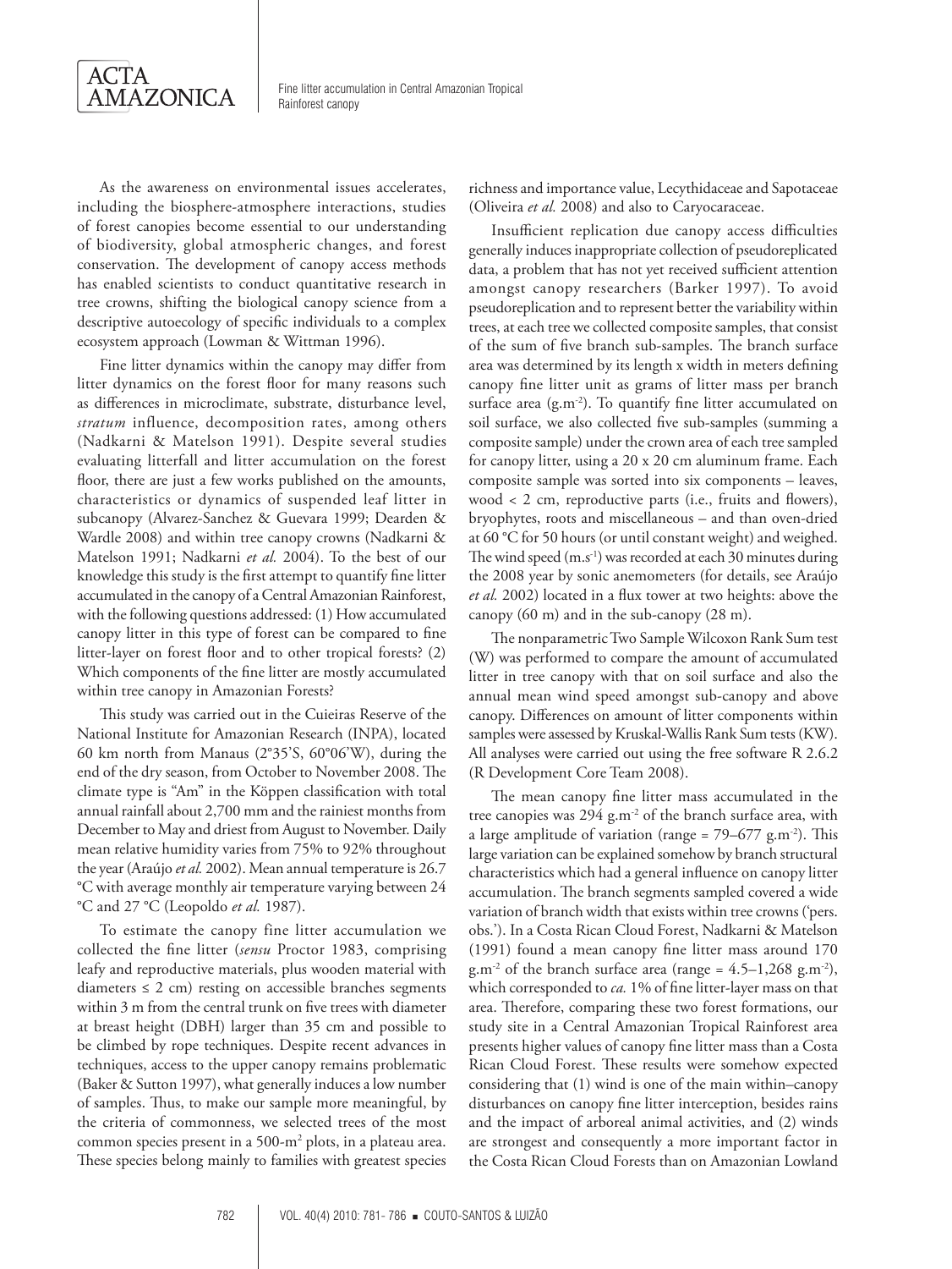As the awareness on environmental issues accelerates, including the biosphere-atmosphere interactions, studies of forest canopies become essential to our understanding of biodiversity, global atmospheric changes, and forest conservation. The development of canopy access methods has enabled scientists to conduct quantitative research in tree crowns, shifting the biological canopy science from a descriptive autoecology of specific individuals to a complex ecosystem approach (Lowman & Wittman 1996).

Fine litter dynamics within the canopy may differ from litter dynamics on the forest floor for many reasons such as differences in microclimate, substrate, disturbance level, *stratum* influence, decomposition rates, among others (Nadkarni & Matelson 1991). Despite several studies evaluating litterfall and litter accumulation on the forest floor, there are just a few works published on the amounts, characteristics or dynamics of suspended leaf litter in subcanopy (Alvarez-Sanchez & Guevara 1999; Dearden & Wardle 2008) and within tree canopy crowns (Nadkarni & Matelson 1991; Nadkarni *et al.* 2004). To the best of our knowledge this study is the first attempt to quantify fine litter accumulated in the canopy of a Central Amazonian Rainforest, with the following questions addressed: (1) How accumulated canopy litter in this type of forest can be compared to fine litter-layer on forest floor and to other tropical forests? (2) Which components of the fine litter are mostly accumulated within tree canopy in Amazonian Forests?

This study was carried out in the Cuieiras Reserve of the National Institute for Amazonian Research (INPA), located 60 km north from Manaus (2°35'S, 60°06'W), during the end of the dry season, from October to November 2008. The climate type is "Am" in the Köppen classification with total annual rainfall about 2,700 mm and the rainiest months from December to May and driest from August to November. Daily mean relative humidity varies from 75% to 92% throughout the year (Araújo *et al.* 2002). Mean annual temperature is 26.7 °C with average monthly air temperature varying between 24 °C and 27 °C (Leopoldo *et al.* 1987).

To estimate the canopy fine litter accumulation we collected the fine litter (*sensu* Proctor 1983, comprising leafy and reproductive materials, plus wooden material with diameters ≤ 2 cm) resting on accessible branches segments within 3 m from the central trunk on five trees with diameter at breast height (DBH) larger than 35 cm and possible to be climbed by rope techniques. Despite recent advances in techniques, access to the upper canopy remains problematic (Baker & Sutton 1997), what generally induces a low number of samples. Thus, to make our sample more meaningful, by the criteria of commonness, we selected trees of the most common species present in a 500-m$^2$ plots, in a plateau area. These species belong mainly to families with greatest species richness and importance value, Lecythidaceae and Sapotaceae (Oliveira *et al.* 2008) and also to Caryocaraceae.

Insufficient replication due canopy access difficulties generally induces inappropriate collection of pseudoreplicated data, a problem that has not yet received sufficient attention amongst canopy researchers (Barker 1997). To avoid pseudoreplication and to represent better the variability within trees, at each tree we collected composite samples, that consist of the sum of five branch sub-samples. The branch surface area was determined by its length x width in meters defining canopy fine litter unit as grams of litter mass per branch surface area (g.m$^{-2}$). To quantify fine litter accumulated on soil surface, we also collected five sub-samples (summing a composite sample) under the crown area of each tree sampled for canopy litter, using a 20 x 20 cm aluminum frame. Each composite sample was sorted into six components – leaves, wood < 2 cm, reproductive parts (i.e., fruits and flowers), bryophytes, roots and miscellaneous – and than oven-dried at 60 °C for 50 hours (or until constant weight) and weighed. The wind speed (m.s$^{-1}$) was recorded at each 30 minutes during the 2008 year by sonic anemometers (for details, see Araújo *et al.* 2002) located in a flux tower at two heights: above the canopy (60 m) and in the sub-canopy (28 m).

The nonparametric Two Sample Wilcoxon Rank Sum test (W) was performed to compare the amount of accumulated litter in tree canopy with that on soil surface and also the annual mean wind speed amongst sub-canopy and above canopy. Differences on amount of litter components within samples were assessed by Kruskal-Wallis Rank Sum tests (KW). All analyses were carried out using the free software R 2.6.2 (R Development Core Team 2008).

The mean canopy fine litter mass accumulated in the tree canopies was 294 g.m$^{-2}$ of the branch surface area, with a large amplitude of variation (range = 79–677 g.m$^{-2}$). This large variation can be explained somehow by branch structural characteristics which had a general influence on canopy litter accumulation. The branch segments sampled covered a wide variation of branch width that exists within tree crowns ('pers. obs.'). In a Costa Rican Cloud Forest, Nadkarni & Matelson (1991) found a mean canopy fine litter mass around 170 g.m$^{-2}$ of the branch surface area (range = 4.5–1,268 g.m$^{-2}$), which corresponded to *ca.* 1% of fine litter-layer mass on that area. Therefore, comparing these two forest formations, our study site in a Central Amazonian Tropical Rainforest area presents higher values of canopy fine litter mass than a Costa Rican Cloud Forest. These results were somehow expected considering that (1) wind is one of the main within–canopy disturbances on canopy fine litter interception, besides rains and the impact of arboreal animal activities, and (2) winds are strongest and consequently a more important factor in the Costa Rican Cloud Forests than on Amazonian Lowland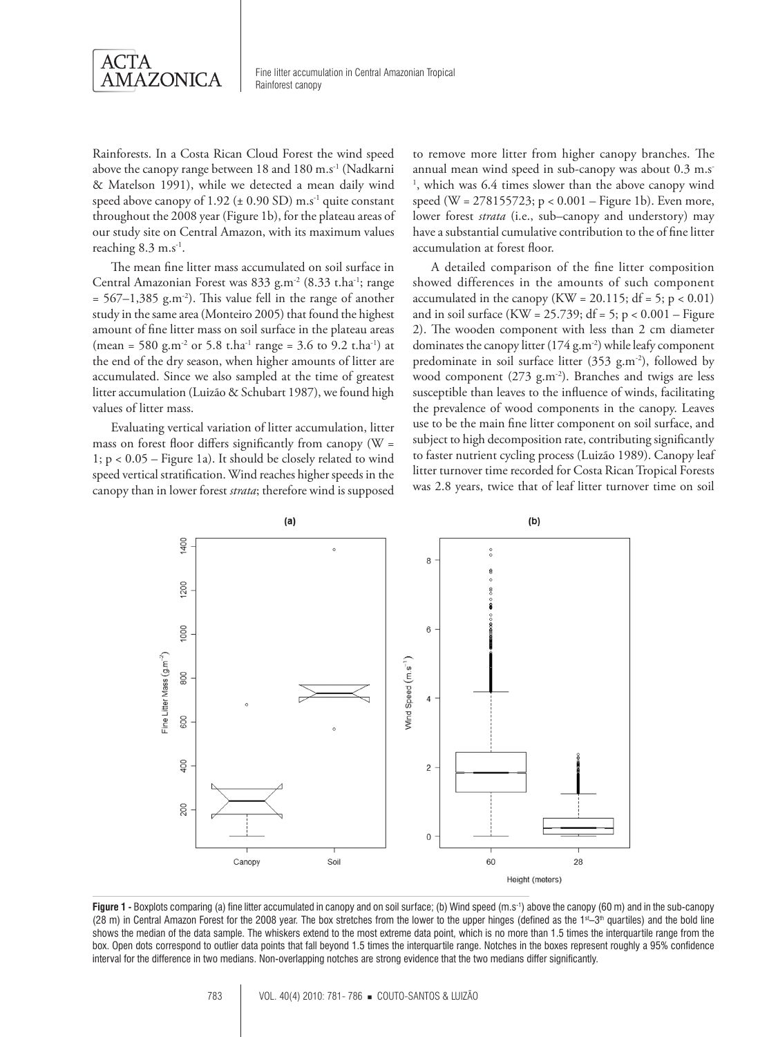Rainforests. In a Costa Rican Cloud Forest the wind speed above the canopy range between 18 and 180 $m.s^{-1}$ (Nadkarni & Matelson 1991), while we detected a mean daily wind speed above canopy of 1.92 ($\pm$ 0.90 SD) $m.s^{-1}$ quite constant throughout the 2008 year (Figure 1b), for the plateau areas of our study site on Central Amazon, with its maximum values reaching 8.3 $m.s^{-1}$.

The mean fine litter mass accumulated on soil surface in Central Amazonian Forest was 833 $g.m^{-2}$ (8.33 $t.ha^{-1}$; range = 567–1,385 $g.m^{-2}$). This value fell in the range of another study in the same area (Monteiro 2005) that found the highest amount of fine litter mass on soil surface in the plateau areas (mean = 580 $g.m^{-2}$ or 5.8 $t.ha^{-1}$ range = 3.6 to 9.2 $t.ha^{-1}$) at the end of the dry season, when higher amounts of litter are accumulated. Since we also sampled at the time of greatest litter accumulation (Luizão & Schubart 1987), we found high values of litter mass.

Evaluating vertical variation of litter accumulation, litter mass on forest floor differs significantly from canopy ($W = 1$; $p < 0.05$ – Figure 1a). It should be closely related to wind speed vertical stratification. Wind reaches higher speeds in the canopy than in lower forest *strata*; therefore wind is supposed to remove more litter from higher canopy branches. The annual mean wind speed in sub-canopy was about 0.3 $m.s^{-1}$, which was 6.4 times slower than the above canopy wind speed ($W = 278155723$; $p < 0.001$ – Figure 1b). Even more, lower forest *strata* (i.e., sub–canopy and understory) may have a substantial cumulative contribution to the of fine litter accumulation at forest floor.

A detailed comparison of the fine litter composition showed differences in the amounts of such component accumulated in the canopy ($KW = 20.115$; $df = 5$; $p < 0.01$) and in soil surface ($KW = 25.739$; $df = 5$; $p < 0.001$ – Figure 2). The wooden component with less than 2 cm diameter dominates the canopy litter (174 $g.m^{-2}$) while leafy component predominate in soil surface litter (353 $g.m^{-2}$), followed by wood component (273 $g.m^{-2}$). Branches and twigs are less susceptible than leaves to the influence of winds, facilitating the prevalence of wood components in the canopy. Leaves use to be the main fine litter component on soil surface, and subject to high decomposition rate, contributing significantly to faster nutrient cycling process (Luizão 1989). Canopy leaf litter turnover time recorded for Costa Rican Tropical Forests was 2.8 years, twice that of leaf litter turnover time on soil

**Figure 1 -** Boxplots comparing (a) fine litter accumulated in canopy and on soil surface; (b) Wind speed ($m.s^{-1}$) above the canopy (60 m) and in the sub-canopy (28 m) in Central Amazon Forest for the 2008 year. The box stretches from the lower to the upper hinges (defined as the 1st–3th quartiles) and the bold line shows the median of the data sample. The whiskers extend to the most extreme data point, which is no more than 1.5 times the interquartile range from the box. Open dots correspond to outlier data points that fall beyond 1.5 times the interquartile range. Notches in the boxes represent roughly a 95% confidence interval for the difference in two medians. Non-overlapping notches are strong evidence that the two medians differ significantly.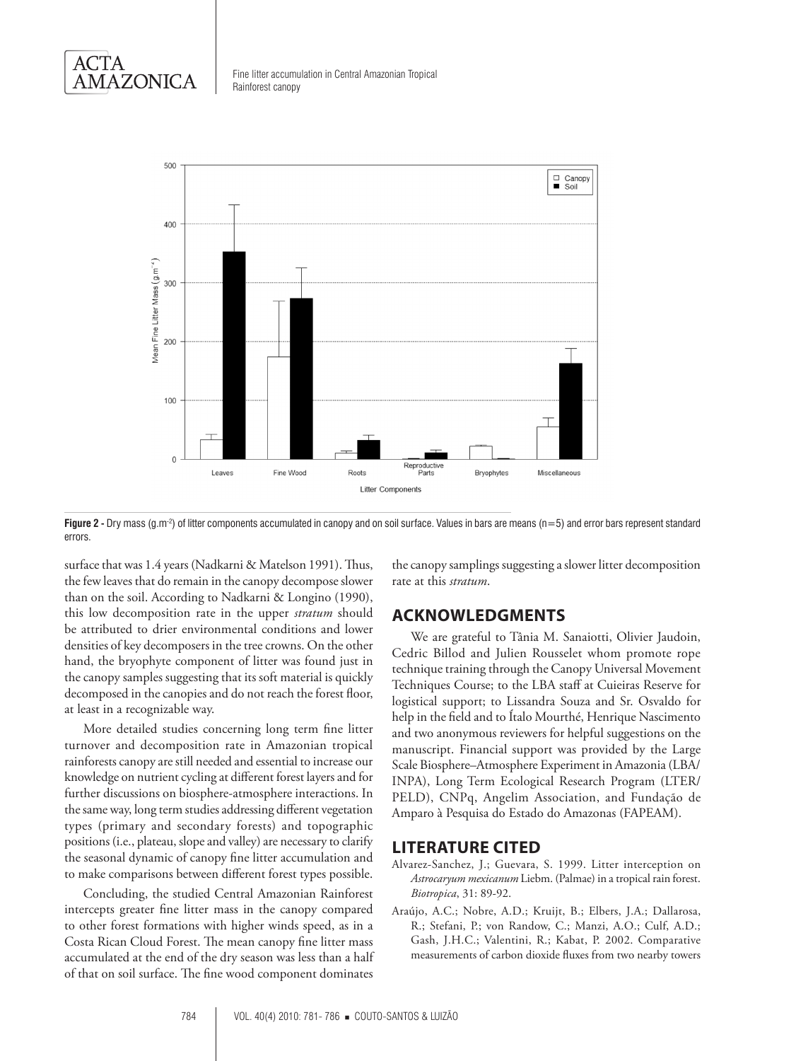**Figure 2 -** Dry mass (g.m$^{-2}$) of litter components accumulated in canopy and on soil surface. Values in bars are means (n=5) and error bars represent standard errors.

surface that was 1.4 years (Nadkarni & Matelson 1991). Thus, the few leaves that do remain in the canopy decompose slower than on the soil. According to Nadkarni & Longino (1990), this low decomposition rate in the upper *stratum* should be attributed to drier environmental conditions and lower densities of key decomposers in the tree crowns. On the other hand, the bryophyte component of litter was found just in the canopy samples suggesting that its soft material is quickly decomposed in the canopies and do not reach the forest floor, at least in a recognizable way.

More detailed studies concerning long term fine litter turnover and decomposition rate in Amazonian tropical rainforests canopy are still needed and essential to increase our knowledge on nutrient cycling at different forest layers and for further discussions on biosphere-atmosphere interactions. In the same way, long term studies addressing different vegetation types (primary and secondary forests) and topographic positions (i.e., plateau, slope and valley) are necessary to clarify the seasonal dynamic of canopy fine litter accumulation and to make comparisons between different forest types possible.

Concluding, the studied Central Amazonian Rainforest intercepts greater fine litter mass in the canopy compared to other forest formations with higher winds speed, as in a Costa Rican Cloud Forest. The mean canopy fine litter mass accumulated at the end of the dry season was less than a half of that on soil surface. The fine wood component dominates the canopy samplings suggesting a slower litter decomposition rate at this *stratum*.

## ACKNOWLEDGMENTS

We are grateful to Tânia M. Sanaiotti, Olivier Jaudoin, Cedric Billod and Julien Rousselet whom promote rope technique training through the Canopy Universal Movement Techniques Course; to the LBA staff at Cuieiras Reserve for logistical support; to Lissandra Souza and Sr. Osvaldo for help in the field and to Ítalo Mourthé, Henrique Nascimento and two anonymous reviewers for helpful suggestions on the manuscript. Financial support was provided by the Large Scale Biosphere–Atmosphere Experiment in Amazonia (LBA/INPA), Long Term Ecological Research Program (LTER/PELD), CNPq, Angelim Association, and Fundação de Amparo à Pesquisa do Estado do Amazonas (FAPEAM).

## LITERATURE CITED

Alvarez-Sanchez, J.; Guevara, S. 1999. Litter interception on *Astrocaryum mexicanum* Liebm. (Palmae) in a tropical rain forest. *Biotropica*, 31: 89-92.

Araújo, A.C.; Nobre, A.D.; Kruijt, B.; Elbers, J.A.; Dallarosa, R.; Stefani, P.; von Randow, C.; Manzi, A.O.; Culf, A.D.; Gash, J.H.C.; Valentini, R.; Kabat, P. 2002. Comparative measurements of carbon dioxide fluxes from two nearby towers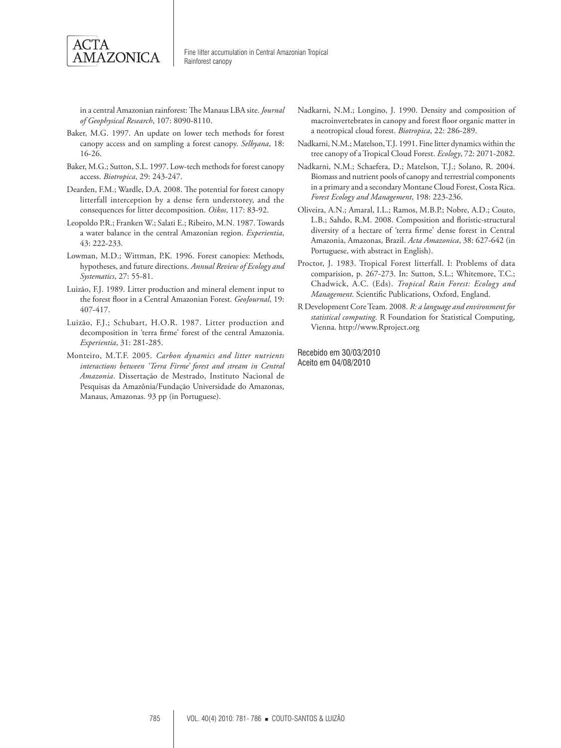in a central Amazonian rainforest: The Manaus LBA site. *Journal of Geophysical Research*, 107: 8090-8110.

Baker, M.G. 1997. An update on lower tech methods for forest canopy access and on sampling a forest canopy. *Selbyana*, 18: 16-26.

Baker, M.G.; Sutton, S.L. 1997. Low-tech methods for forest canopy access. *Biotropica*, 29: 243-247.

Dearden, F.M.; Wardle, D.A. 2008. The potential for forest canopy litterfall interception by a dense fern understorey, and the consequences for litter decomposition. *Oikos*, 117: 83-92.

Leopoldo P.R.; Franken W.; Salati E.; Ribeiro, M.N. 1987. Towards a water balance in the central Amazonian region. *Experientia*, 43: 222-233.

Lowman, M.D.; Wittman, P.K. 1996. Forest canopies: Methods, hypotheses, and future directions. *Annual Review of Ecology and Systematics*, 27: 55-81.

Luizão, F.J. 1989. Litter production and mineral element input to the forest floor in a Central Amazonian Forest. *GeoJournal*, 19: 407-417.

Luizão, F.J.; Schubart, H.O.R. 1987. Litter production and decomposition in 'terra firme' forest of the central Amazonia. *Experientia*, 31: 281-285.

Monteiro, M.T.F. 2005. *Carbon dynamics and litter nutrients interactions between 'Terra Firme' forest and stream in Central Amazonia*. Dissertação de Mestrado, Instituto Nacional de Pesquisas da Amazônia/Fundação Universidade do Amazonas, Manaus, Amazonas. 93 pp (in Portuguese).

Nadkarni, N.M.; Longino, J. 1990. Density and composition of macroinvertebrates in canopy and forest floor organic matter in a neotropical cloud forest. *Biotropica*, 22: 286-289.

Nadkarni, N.M.; Matelson, T.J. 1991. Fine litter dynamics within the tree canopy of a Tropical Cloud Forest. *Ecology*, 72: 2071-2082.

Nadkarni, N.M.; Schaefera, D.; Matelson, T.J.; Solano, R. 2004. Biomass and nutrient pools of canopy and terrestrial components in a primary and a secondary Montane Cloud Forest, Costa Rica. *Forest Ecology and Management*, 198: 223-236.

Oliveira, A.N.; Amaral, I.L.; Ramos, M.B.P.; Nobre, A.D.; Couto, L.B.; Sahdo, R.M. 2008. Composition and floristic-structural diversity of a hectare of 'terra firme' dense forest in Central Amazonia, Amazonas, Brazil. *Acta Amazonica*, 38: 627-642 (in Portuguese, with abstract in English).

Proctor, J. 1983. Tropical Forest litterfall. I: Problems of data comparision, p. 267-273. In: Sutton, S.L.; Whitemore, T.C.; Chadwick, A.C. (Eds). *Tropical Rain Forest: Ecology and Management*. Scientific Publications, Oxford, England.

R Development Core Team. 2008. *R: a language and environment for statistical computing*. R Foundation for Statistical Computing, Vienna. http://www.Rproject.org

Recebido em 30/03/2010
Aceito em 04/08/2010